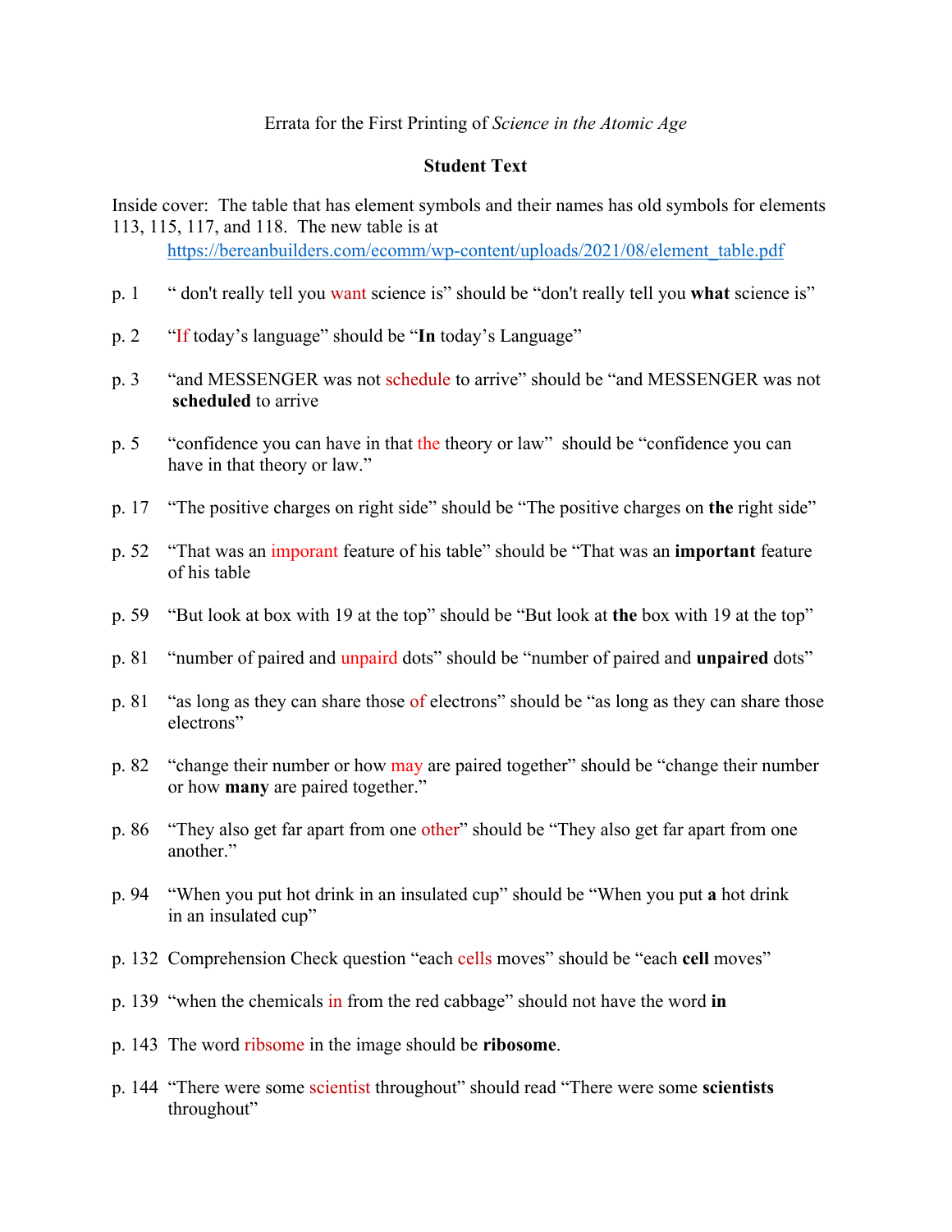Errata for the First Printing of *Science in the Atomic Age*

**Student Text**

Inside cover: The table that has element symbols and their names has old symbols for elements 113, 115, 117, and 118. The new table is at https://bereanbuilders.com/ecomm/wp-content/uploads/2021/08/element_table.pdf

p. 1 " don't really tell you want science is" should be "don't really tell you **what** science is"

p. 2 "If today's language" should be "**In** today's Language"

p. 3 "and MESSENGER was not schedule to arrive" should be "and MESSENGER was not **scheduled** to arrive

p. 5 "confidence you can have in that the theory or law" should be "confidence you can have in that theory or law."

p. 17 "The positive charges on right side" should be "The positive charges on **the** right side"

p. 52 "That was an imporant feature of his table" should be "That was an **important** feature of his table

p. 59 "But look at box with 19 at the top" should be "But look at **the** box with 19 at the top"

p. 81 "number of paired and unpaird dots" should be "number of paired and **unpaired** dots"

p. 81 "as long as they can share those of electrons" should be "as long as they can share those electrons"

p. 82 "change their number or how may are paired together" should be "change their number or how **many** are paired together."

p. 86 "They also get far apart from one other" should be "They also get far apart from one another."

p. 94 "When you put hot drink in an insulated cup" should be "When you put **a** hot drink in an insulated cup"

p. 132 Comprehension Check question "each cells moves" should be "each **cell** moves"

p. 139 "when the chemicals in from the red cabbage" should not have the word **in**

p. 143 The word ribsome in the image should be **ribosome**.

p. 144 "There were some scientist throughout" should read "There were some **scientists** throughout"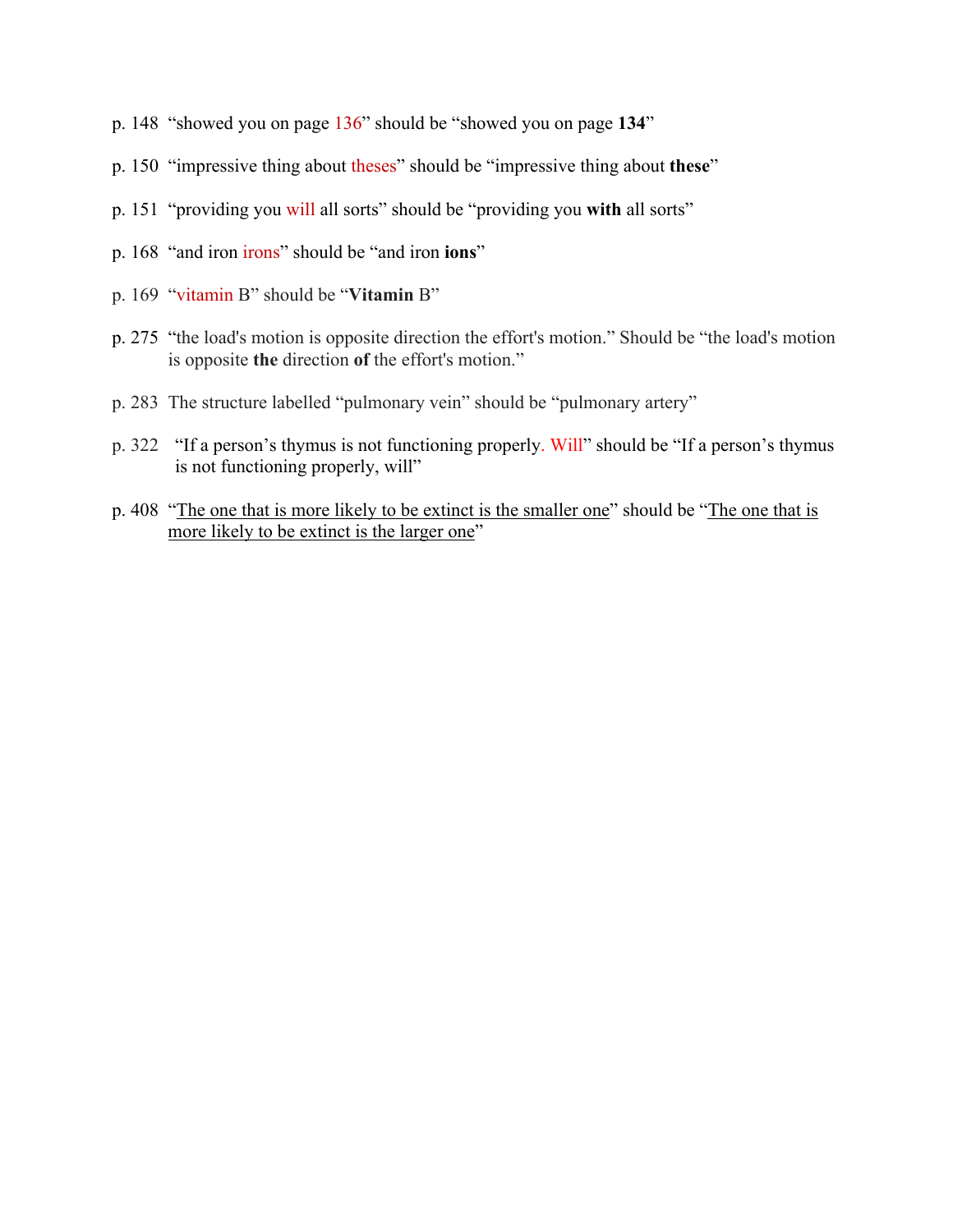p. 148 "showed you on page 136" should be "showed you on page **134**"

p. 150 "impressive thing about theses" should be "impressive thing about **these**"

p. 151 "providing you will all sorts" should be "providing you **with** all sorts"

p. 168 "and iron irons" should be "and iron **ions**"

p. 169 "vitamin B" should be "**Vitamin** B"

p. 275 "the load's motion is opposite direction the effort's motion." Should be "the load's motion is opposite **the** direction **of** the effort's motion."

p. 283 The structure labelled "pulmonary vein" should be "pulmonary artery"

p. 322 "If a person's thymus is not functioning properly. Will" should be "If a person's thymus is not functioning properly, will"

p. 408 "<u>The one that is more likely to be extinct is the smaller one</u>" should be "<u>The one that is more likely to be extinct is the larger one</u>"